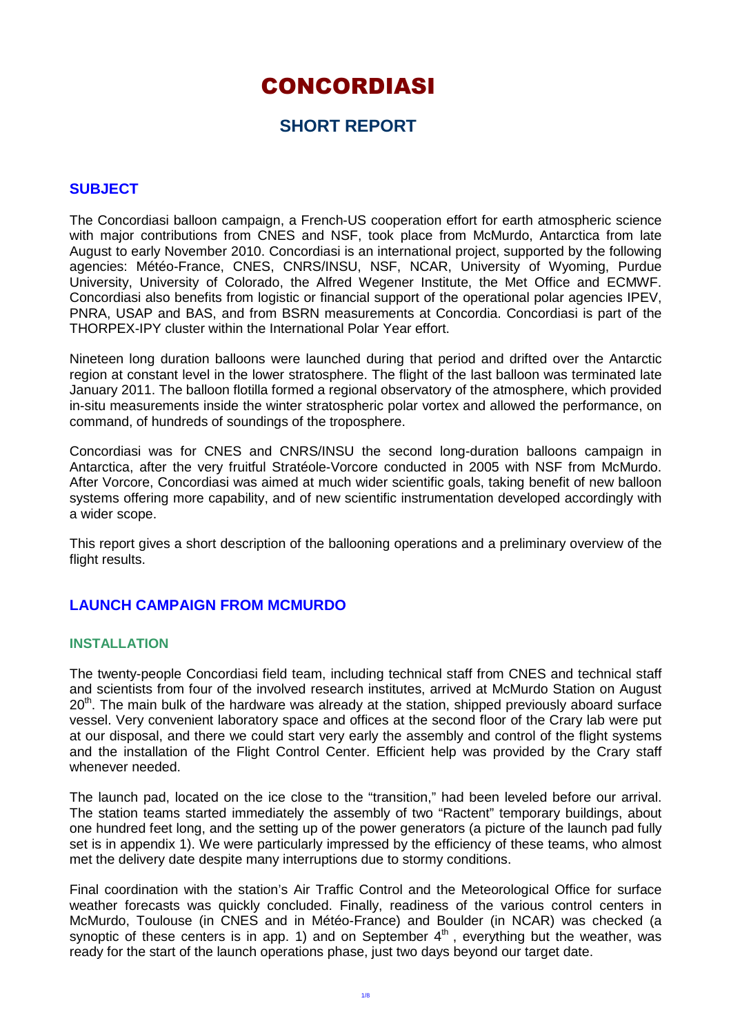# CONCORDIASI

## SHORT REPORT

### SUBJECT

The Concordiasi balloon campaign, a French-US cooperation effort for earth atmospheric science with major contributions from CNES and NSF, took place from McMurdo, Antarctica from late August to early November 2010. Concordiasi is an international project, supported by the following agencies: Météo-France, CNES, CNRS/INSU, NSF, NCAR, University of Wyoming, Purdue University, University of Colorado, the Alfred Wegener Institute, the Met Office and ECMWF. Concordiasi also benefits from logistic or financial support of the operational polar agencies IPEV, PNRA, USAP and BAS, and from BSRN measurements at Concordia. Concordiasi is part of the THORPEX-IPY cluster within the International Polar Year effort.

Nineteen long duration balloons were launched during that period and drifted over the Antarctic region at constant level in the lower stratosphere. The flight of the last balloon was terminated late January 2011. The balloon flotilla formed a regional observatory of the atmosphere, which provided in-situ measurements inside the winter stratospheric polar vortex and allowed the performance, on command, of hundreds of soundings of the troposphere.

Concordiasi was for CNES and CNRS/INSU the second long-duration balloons campaign in Antarctica, after the very fruitful Stratéole-Vorcore conducted in 2005 with NSF from McMurdo. After Vorcore, Concordiasi was aimed at much wider scientific goals, taking benefit of new balloon systems offering more capability, and of new scientific instrumentation developed accordingly with a wider scope.

This report gives a short description of the ballooning operations and a preliminary overview of the flight results.

### LAUNCH CAMPAIGN FROM MCMURDO

#### INSTALLATION

The twenty-people Concordiasi field team, including technical staff from CNES and technical staff and scientists from four of the involved research institutes, arrived at McMurdo Station on August 20th. The main bulk of the hardware was already at the station, shipped previously aboard surface vessel. Very convenient laboratory space and offices at the second floor of the Crary lab were put at our disposal, and there we could start very early the assembly and control of the flight systems and the installation of the Flight Control Center. Efficient help was provided by the Crary staff whenever needed.

The launch pad, located on the ice close to the "transition," had been leveled before our arrival. The station teams started immediately the assembly of two "Ractent" temporary buildings, about one hundred feet long, and the setting up of the power generators (a picture of the launch pad fully set is in appendix 1). We were particularly impressed by the efficiency of these teams, who almost met the delivery date despite many interruptions due to stormy conditions.

Final coordination with the station's Air Traffic Control and the Meteorological Office for surface weather forecasts was quickly concluded. Finally, readiness of the various control centers in McMurdo, Toulouse (in CNES and in Météo-France) and Boulder (in NCAR) was checked (a synoptic of these centers is in app. 1) and on September 4th, everything but the weather, was ready for the start of the launch operations phase, just two days beyond our target date.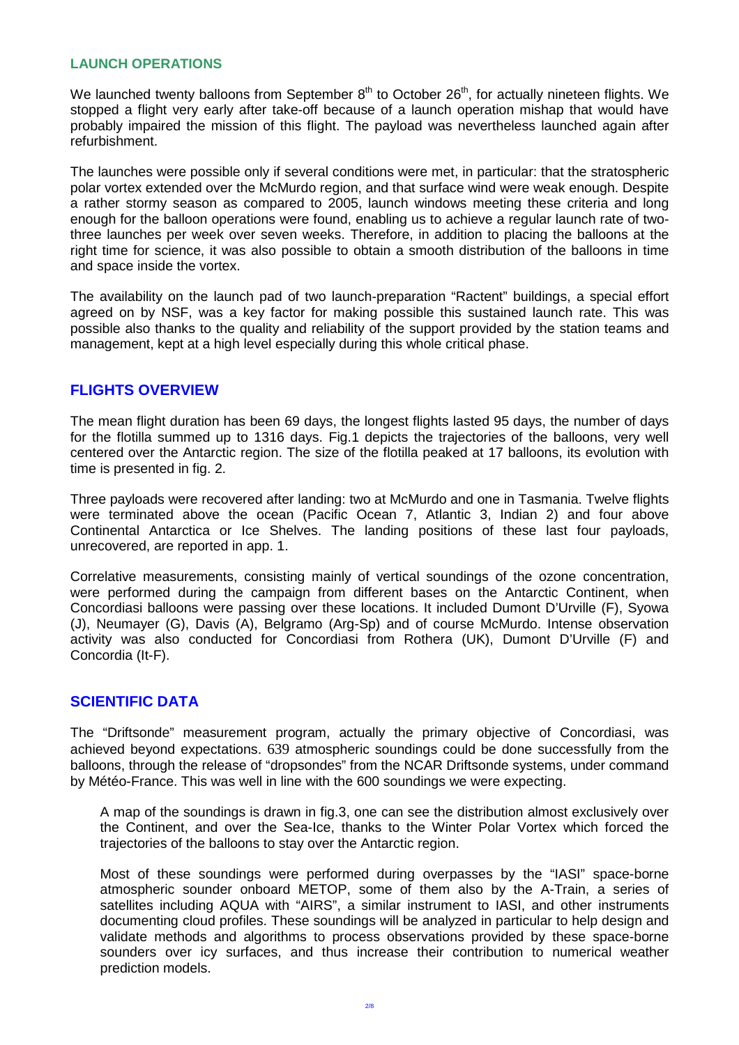## LAUNCH OPERATIONS

We launched twenty balloons from September 8th to October 26th, for actually nineteen flights. We stopped a flight very early after take-off because of a launch operation mishap that would have probably impaired the mission of this flight. The payload was nevertheless launched again after refurbishment.

The launches were possible only if several conditions were met, in particular: that the stratospheric polar vortex extended over the McMurdo region, and that surface wind were weak enough. Despite a rather stormy season as compared to 2005, launch windows meeting these criteria and long enough for the balloon operations were found, enabling us to achieve a regular launch rate of two-three launches per week over seven weeks. Therefore, in addition to placing the balloons at the right time for science, it was also possible to obtain a smooth distribution of the balloons in time and space inside the vortex.

The availability on the launch pad of two launch-preparation "Ractent" buildings, a special effort agreed on by NSF, was a key factor for making possible this sustained launch rate. This was possible also thanks to the quality and reliability of the support provided by the station teams and management, kept at a high level especially during this whole critical phase.

## FLIGHTS OVERVIEW

The mean flight duration has been 69 days, the longest flights lasted 95 days, the number of days for the flotilla summed up to 1316 days. Fig.1 depicts the trajectories of the balloons, very well centered over the Antarctic region. The size of the flotilla peaked at 17 balloons, its evolution with time is presented in fig. 2.

Three payloads were recovered after landing: two at McMurdo and one in Tasmania. Twelve flights were terminated above the ocean (Pacific Ocean 7, Atlantic 3, Indian 2) and four above Continental Antarctica or Ice Shelves. The landing positions of these last four payloads, unrecovered, are reported in app. 1.

Correlative measurements, consisting mainly of vertical soundings of the ozone concentration, were performed during the campaign from different bases on the Antarctic Continent, when Concordiasi balloons were passing over these locations. It included Dumont D'Urville (F), Syowa (J), Neumayer (G), Davis (A), Belgramo (Arg-Sp) and of course McMurdo. Intense observation activity was also conducted for Concordiasi from Rothera (UK), Dumont D'Urville (F) and Concordia (It-F).

## SCIENTIFIC DATA

The "Driftsonde" measurement program, actually the primary objective of Concordiasi, was achieved beyond expectations. 639 atmospheric soundings could be done successfully from the balloons, through the release of "dropsondes" from the NCAR Driftsonde systems, under command by Météo-France. This was well in line with the 600 soundings we were expecting.

A map of the soundings is drawn in fig.3, one can see the distribution almost exclusively over the Continent, and over the Sea-Ice, thanks to the Winter Polar Vortex which forced the trajectories of the balloons to stay over the Antarctic region.

Most of these soundings were performed during overpasses by the "IASI" space-borne atmospheric sounder onboard METOP, some of them also by the A-Train, a series of satellites including AQUA with "AIRS", a similar instrument to IASI, and other instruments documenting cloud profiles. These soundings will be analyzed in particular to help design and validate methods and algorithms to process observations provided by these space-borne sounders over icy surfaces, and thus increase their contribution to numerical weather prediction models.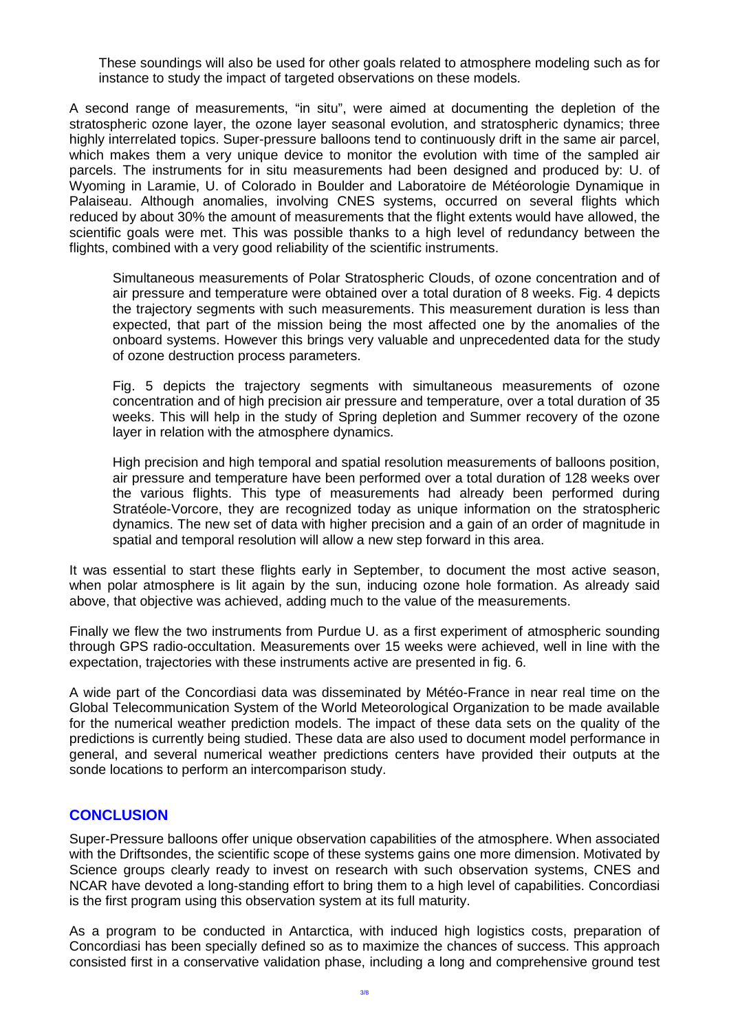These soundings will also be used for other goals related to atmosphere modeling such as for instance to study the impact of targeted observations on these models.

A second range of measurements, "in situ", were aimed at documenting the depletion of the stratospheric ozone layer, the ozone layer seasonal evolution, and stratospheric dynamics; three highly interrelated topics. Super-pressure balloons tend to continuously drift in the same air parcel, which makes them a very unique device to monitor the evolution with time of the sampled air parcels. The instruments for in situ measurements had been designed and produced by: U. of Wyoming in Laramie, U. of Colorado in Boulder and Laboratoire de Météorologie Dynamique in Palaiseau. Although anomalies, involving CNES systems, occurred on several flights which reduced by about 30% the amount of measurements that the flight extents would have allowed, the scientific goals were met. This was possible thanks to a high level of redundancy between the flights, combined with a very good reliability of the scientific instruments.

> Simultaneous measurements of Polar Stratospheric Clouds, of ozone concentration and of air pressure and temperature were obtained over a total duration of 8 weeks. Fig. 4 depicts the trajectory segments with such measurements. This measurement duration is less than expected, that part of the mission being the most affected one by the anomalies of the onboard systems. However this brings very valuable and unprecedented data for the study of ozone destruction process parameters.
>
> Fig. 5 depicts the trajectory segments with simultaneous measurements of ozone concentration and of high precision air pressure and temperature, over a total duration of 35 weeks. This will help in the study of Spring depletion and Summer recovery of the ozone layer in relation with the atmosphere dynamics.
>
> High precision and high temporal and spatial resolution measurements of balloons position, air pressure and temperature have been performed over a total duration of 128 weeks over the various flights. This type of measurements had already been performed during Stratéole-Vorcore, they are recognized today as unique information on the stratospheric dynamics. The new set of data with higher precision and a gain of an order of magnitude in spatial and temporal resolution will allow a new step forward in this area.

It was essential to start these flights early in September, to document the most active season, when polar atmosphere is lit again by the sun, inducing ozone hole formation. As already said above, that objective was achieved, adding much to the value of the measurements.

Finally we flew the two instruments from Purdue U. as a first experiment of atmospheric sounding through GPS radio-occultation. Measurements over 15 weeks were achieved, well in line with the expectation, trajectories with these instruments active are presented in fig. 6.

A wide part of the Concordiasi data was disseminated by Météo-France in near real time on the Global Telecommunication System of the World Meteorological Organization to be made available for the numerical weather prediction models. The impact of these data sets on the quality of the predictions is currently being studied. These data are also used to document model performance in general, and several numerical weather predictions centers have provided their outputs at the sonde locations to perform an intercomparison study.

## CONCLUSION

Super-Pressure balloons offer unique observation capabilities of the atmosphere. When associated with the Driftsondes, the scientific scope of these systems gains one more dimension. Motivated by Science groups clearly ready to invest on research with such observation systems, CNES and NCAR have devoted a long-standing effort to bring them to a high level of capabilities. Concordiasi is the first program using this observation system at its full maturity.

As a program to be conducted in Antarctica, with induced high logistics costs, preparation of Concordiasi has been specially defined so as to maximize the chances of success. This approach consisted first in a conservative validation phase, including a long and comprehensive ground test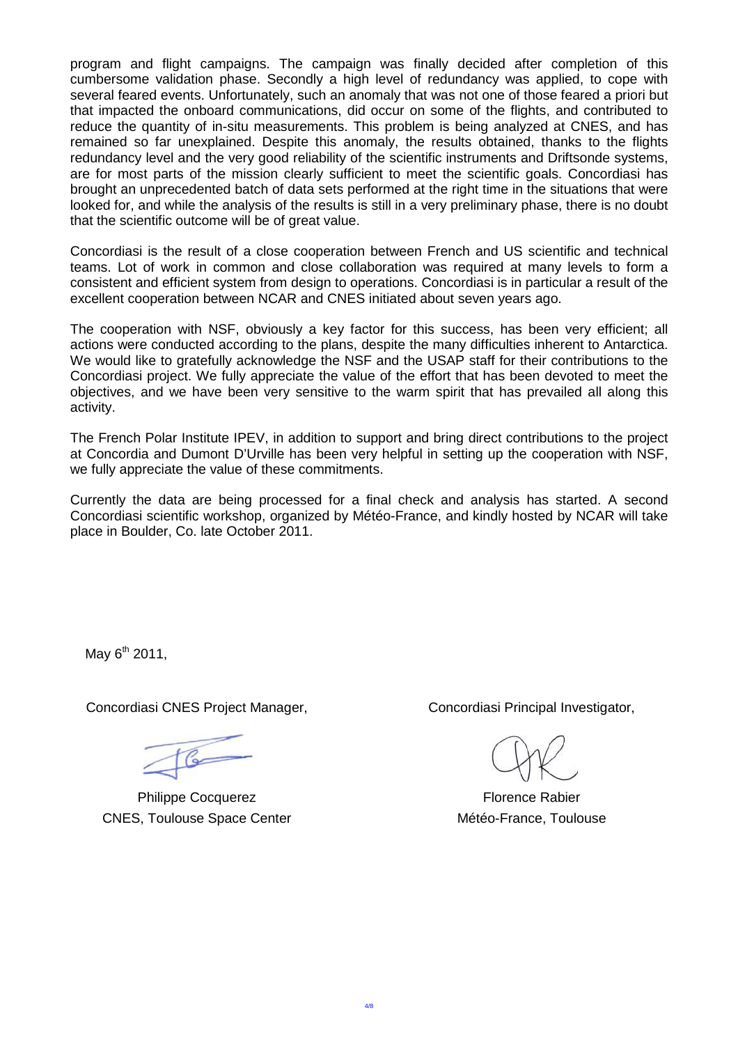program and flight campaigns. The campaign was finally decided after completion of this cumbersome validation phase. Secondly a high level of redundancy was applied, to cope with several feared events. Unfortunately, such an anomaly that was not one of those feared a priori but that impacted the onboard communications, did occur on some of the flights, and contributed to reduce the quantity of in-situ measurements. This problem is being analyzed at CNES, and has remained so far unexplained. Despite this anomaly, the results obtained, thanks to the flights redundancy level and the very good reliability of the scientific instruments and Driftsonde systems, are for most parts of the mission clearly sufficient to meet the scientific goals. Concordiasi has brought an unprecedented batch of data sets performed at the right time in the situations that were looked for, and while the analysis of the results is still in a very preliminary phase, there is no doubt that the scientific outcome will be of great value.

Concordiasi is the result of a close cooperation between French and US scientific and technical teams. Lot of work in common and close collaboration was required at many levels to form a consistent and efficient system from design to operations. Concordiasi is in particular a result of the excellent cooperation between NCAR and CNES initiated about seven years ago.

The cooperation with NSF, obviously a key factor for this success, has been very efficient; all actions were conducted according to the plans, despite the many difficulties inherent to Antarctica. We would like to gratefully acknowledge the NSF and the USAP staff for their contributions to the Concordiasi project. We fully appreciate the value of the effort that has been devoted to meet the objectives, and we have been very sensitive to the warm spirit that has prevailed all along this activity.

The French Polar Institute IPEV, in addition to support and bring direct contributions to the project at Concordia and Dumont D'Urville has been very helpful in setting up the cooperation with NSF, we fully appreciate the value of these commitments.

Currently the data are being processed for a final check and analysis has started. A second Concordiasi scientific workshop, organized by Météo-France, and kindly hosted by NCAR will take place in Boulder, Co. late October 2011.

May 6th 2011,

Concordiasi CNES Project Manager,

Philippe Cocquerez
CNES, Toulouse Space Center

Concordiasi Principal Investigator,

Florence Rabier
Météo-France, Toulouse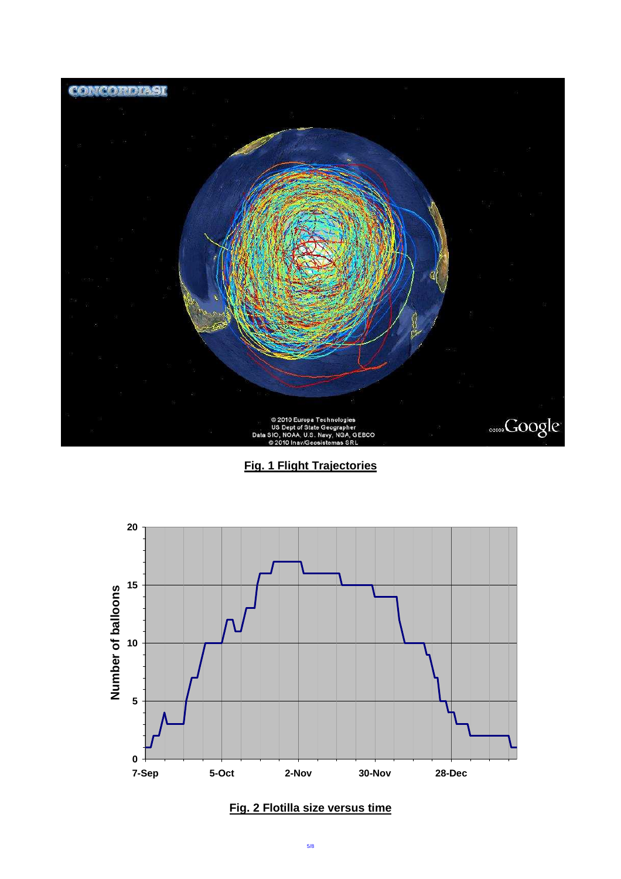**Fig. 1 Flight Trajectories**

**Fig. 2 Flotilla size versus time**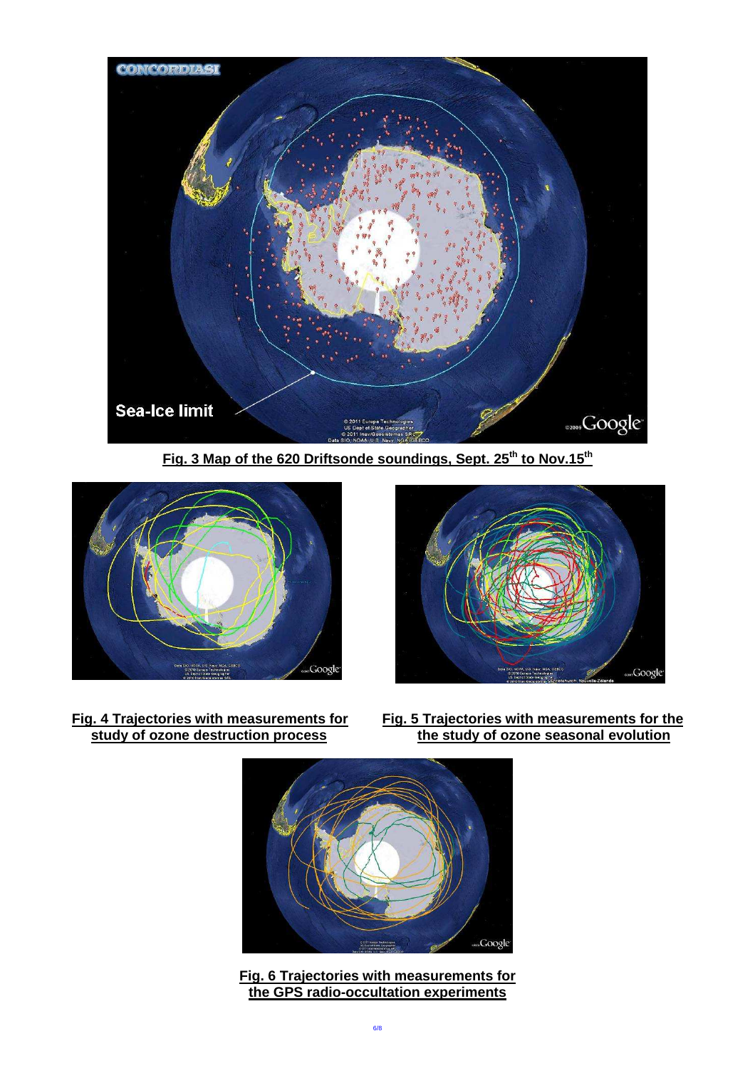**Fig. 3 Map of the 620 Driftsonde soundings, Sept. 25th to Nov.15th**

**Fig. 4 Trajectories with measurements for study of ozone destruction process**

**Fig. 5 Trajectories with measurements for the the study of ozone seasonal evolution**

**Fig. 6 Trajectories with measurements for the GPS radio-occultation experiments**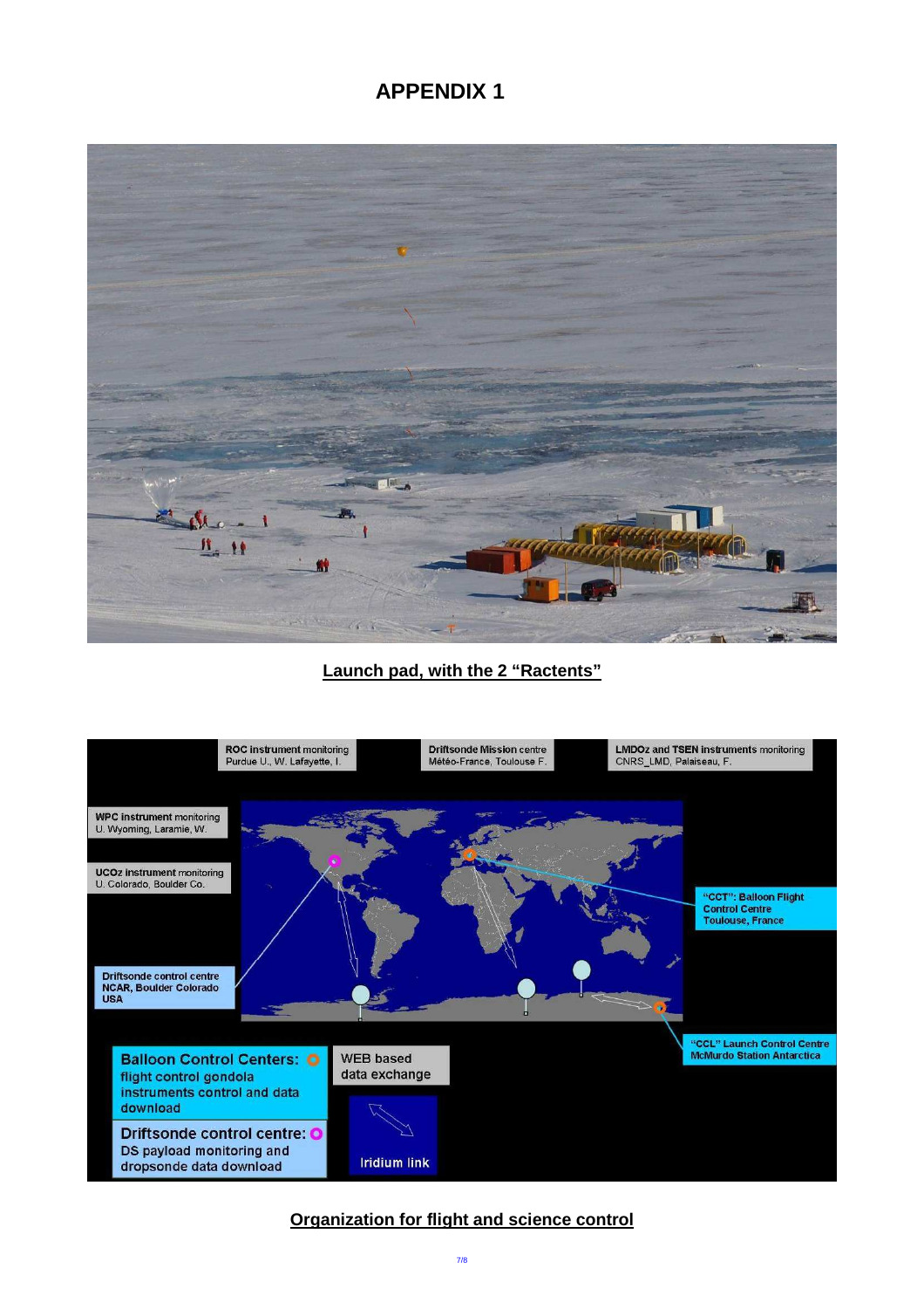# APPENDIX 1

**Launch pad, with the 2 "Ractents"**

ROC instrument monitoring
Purdue U., W. Lafayette, I.

Driftsonde Mission centre
Météo-France, Toulouse F.

LMDOz and TSEN instruments monitoring
CNRS_LMD, Palaiseau, F.

WPC instrument monitoring
U. Wyoming, Laramie, W.

UCOz instrument monitoring
U. Colorado, Boulder Co.

"CCT": Balloon Flight Control Centre
Toulouse, France

Driftsonde control centre
NCAR, Boulder Colorado
USA

"CCL" Launch Control Centre
McMurdo Station Antarctica

Balloon Control Centers: flight control gondola instruments control and data download

Driftsonde control centre: DS payload monitoring and dropsonde data download

WEB based data exchange

Iridium link

**Organization for flight and science control**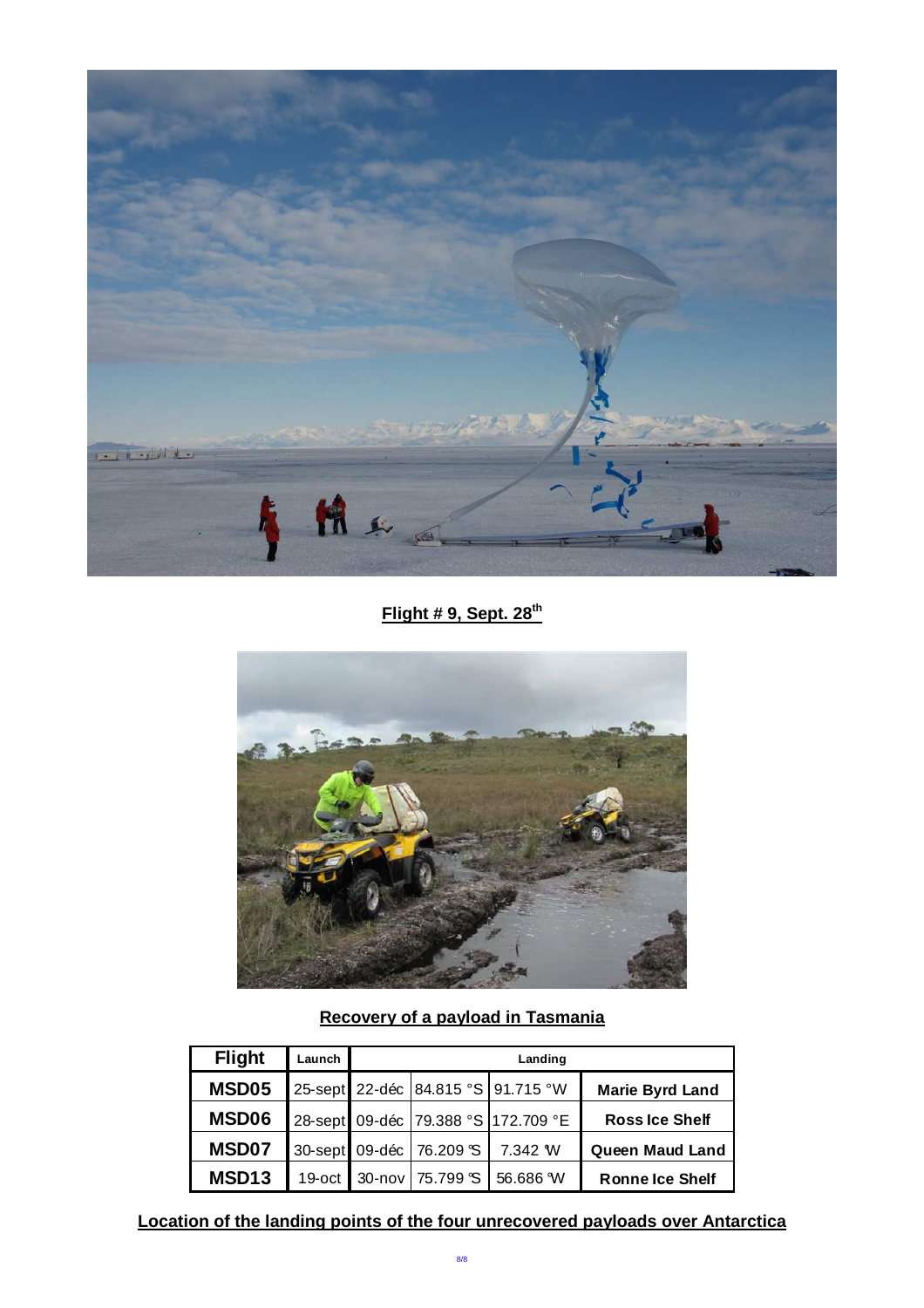**Flight # 9, Sept. 28th**

**Recovery of a payload in Tasmania**

| Flight | Launch | Landing | | | |
|---|---|---|---|---|---|
| **MSD05** | 25-sept | 22-déc | 84.815 °S | 91.715 °W | **Marie Byrd Land** |
| **MSD06** | 28-sept | 09-déc | 79.388 °S | 172.709 °E | **Ross Ice Shelf** |
| **MSD07** | 30-sept | 09-déc | 76.209 °S | 7.342 °W | **Queen Maud Land** |
| **MSD13** | 19-oct | 30-nov | 75.799 °S | 56.686 °W | **Ronne Ice Shelf** |

**Location of the landing points of the four unrecovered payloads over Antarctica**